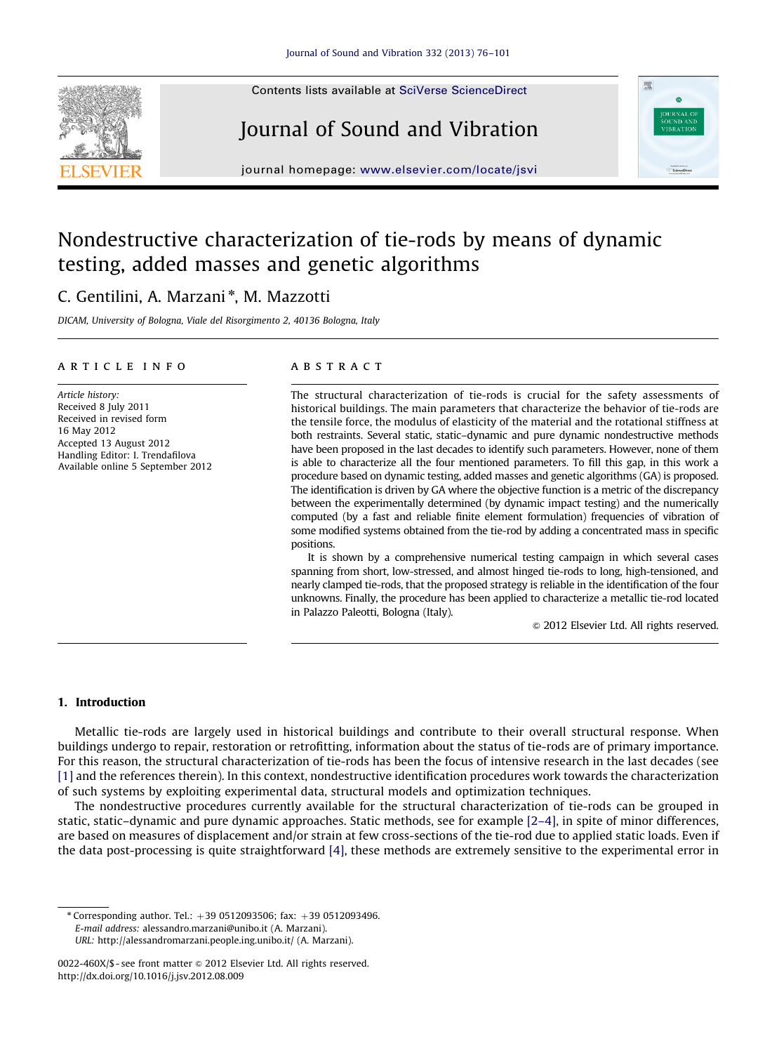# Nondestructive characterization of tie-rods by means of dynamic testing, added masses and genetic algorithms

C. Gentilini, A. Marzani*, M. Mazzotti

*DICAM, University of Bologna, Viale del Risorgimento 2, 40136 Bologna, Italy*

## ARTICLE INFO

*Article history:*
Received 8 July 2011
Received in revised form
16 May 2012
Accepted 13 August 2012
Handling Editor: I. Trendafilova
Available online 5 September 2012

## ABSTRACT

The structural characterization of tie-rods is crucial for the safety assessments of historical buildings. The main parameters that characterize the behavior of tie-rods are the tensile force, the modulus of elasticity of the material and the rotational stiffness at both restraints. Several static, static–dynamic and pure dynamic nondestructive methods have been proposed in the last decades to identify such parameters. However, none of them is able to characterize all the four mentioned parameters. To fill this gap, in this work a procedure based on dynamic testing, added masses and genetic algorithms (GA) is proposed. The identification is driven by GA where the objective function is a metric of the discrepancy between the experimentally determined (by dynamic impact testing) and the numerically computed (by a fast and reliable finite element formulation) frequencies of vibration of some modified systems obtained from the tie-rod by adding a concentrated mass in specific positions.

It is shown by a comprehensive numerical testing campaign in which several cases spanning from short, low-stressed, and almost hinged tie-rods to long, high-tensioned, and nearly clamped tie-rods, that the proposed strategy is reliable in the identification of the four unknowns. Finally, the procedure has been applied to characterize a metallic tie-rod located in Palazzo Paleotti, Bologna (Italy).

© 2012 Elsevier Ltd. All rights reserved.

## 1. Introduction

Metallic tie-rods are largely used in historical buildings and contribute to their overall structural response. When buildings undergo to repair, restoration or retrofitting, information about the status of tie-rods are of primary importance. For this reason, the structural characterization of tie-rods has been the focus of intensive research in the last decades (see [1] and the references therein). In this context, nondestructive identification procedures work towards the characterization of such systems by exploiting experimental data, structural models and optimization techniques.

The nondestructive procedures currently available for the structural characterization of tie-rods can be grouped in static, static–dynamic and pure dynamic approaches. Static methods, see for example [2–4], in spite of minor differences, are based on measures of displacement and/or strain at few cross-sections of the tie-rod due to applied static loads. Even if the data post-processing is quite straightforward [4], these methods are extremely sensitive to the experimental error in

---

* Corresponding author. Tel.: +39 0512093506; fax: +39 0512093496.
*E-mail address:* alessandro.marzani@unibo.it (A. Marzani).
*URL:* http://alessandromarzani.people.ing.unibo.it/ (A. Marzani).

0022-460X/$ - see front matter © 2012 Elsevier Ltd. All rights reserved.
http://dx.doi.org/10.1016/j.jsv.2012.08.009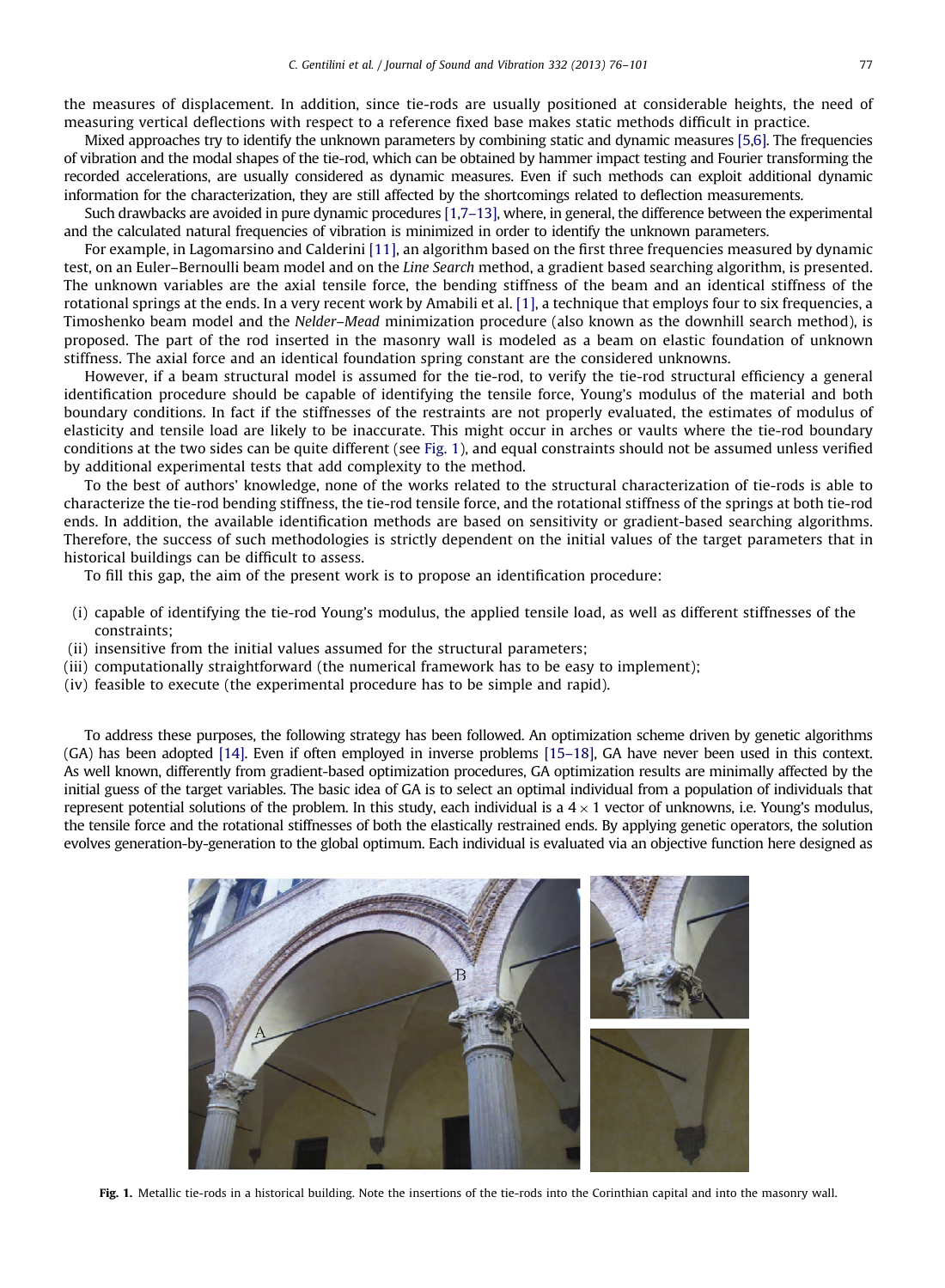the measures of displacement. In addition, since tie-rods are usually positioned at considerable heights, the need of measuring vertical deflections with respect to a reference fixed base makes static methods difficult in practice.

Mixed approaches try to identify the unknown parameters by combining static and dynamic measures [5,6]. The frequencies of vibration and the modal shapes of the tie-rod, which can be obtained by hammer impact testing and Fourier transforming the recorded accelerations, are usually considered as dynamic measures. Even if such methods can exploit additional dynamic information for the characterization, they are still affected by the shortcomings related to deflection measurements.

Such drawbacks are avoided in pure dynamic procedures [1,7–13], where, in general, the difference between the experimental and the calculated natural frequencies of vibration is minimized in order to identify the unknown parameters.

For example, in Lagomarsino and Calderini [11], an algorithm based on the first three frequencies measured by dynamic test, on an Euler–Bernoulli beam model and on the *Line Search* method, a gradient based searching algorithm, is presented. The unknown variables are the axial tensile force, the bending stiffness of the beam and an identical stiffness of the rotational springs at the ends. In a very recent work by Amabili et al. [1], a technique that employs four to six frequencies, a Timoshenko beam model and the *Nelder–Mead* minimization procedure (also known as the downhill search method), is proposed. The part of the rod inserted in the masonry wall is modeled as a beam on elastic foundation of unknown stiffness. The axial force and an identical foundation spring constant are the considered unknowns.

However, if a beam structural model is assumed for the tie-rod, to verify the tie-rod structural efficiency a general identification procedure should be capable of identifying the tensile force, Young's modulus of the material and both boundary conditions. In fact if the stiffnesses of the restraints are not properly evaluated, the estimates of modulus of elasticity and tensile load are likely to be inaccurate. This might occur in arches or vaults where the tie-rod boundary conditions at the two sides can be quite different (see Fig. 1), and equal constraints should not be assumed unless verified by additional experimental tests that add complexity to the method.

To the best of authors' knowledge, none of the works related to the structural characterization of tie-rods is able to characterize the tie-rod bending stiffness, the tie-rod tensile force, and the rotational stiffness of the springs at both tie-rod ends. In addition, the available identification methods are based on sensitivity or gradient-based searching algorithms. Therefore, the success of such methodologies is strictly dependent on the initial values of the target parameters that in historical buildings can be difficult to assess.

To fill this gap, the aim of the present work is to propose an identification procedure:

(i) capable of identifying the tie-rod Young's modulus, the applied tensile load, as well as different stiffnesses of the constraints;
(ii) insensitive from the initial values assumed for the structural parameters;
(iii) computationally straightforward (the numerical framework has to be easy to implement);
(iv) feasible to execute (the experimental procedure has to be simple and rapid).

To address these purposes, the following strategy has been followed. An optimization scheme driven by genetic algorithms (GA) has been adopted [14]. Even if often employed in inverse problems [15–18], GA have never been used in this context. As well known, differently from gradient-based optimization procedures, GA optimization results are minimally affected by the initial guess of the target variables. The basic idea of GA is to select an optimal individual from a population of individuals that represent potential solutions of the problem. In this study, each individual is a $4 \times 1$ vector of unknowns, i.e. Young's modulus, the tensile force and the rotational stiffnesses of both the elastically restrained ends. By applying genetic operators, the solution evolves generation-by-generation to the global optimum. Each individual is evaluated via an objective function here designed as

A

B

**Fig. 1.** Metallic tie-rods in a historical building. Note the insertions of the tie-rods into the Corinthian capital and into the masonry wall.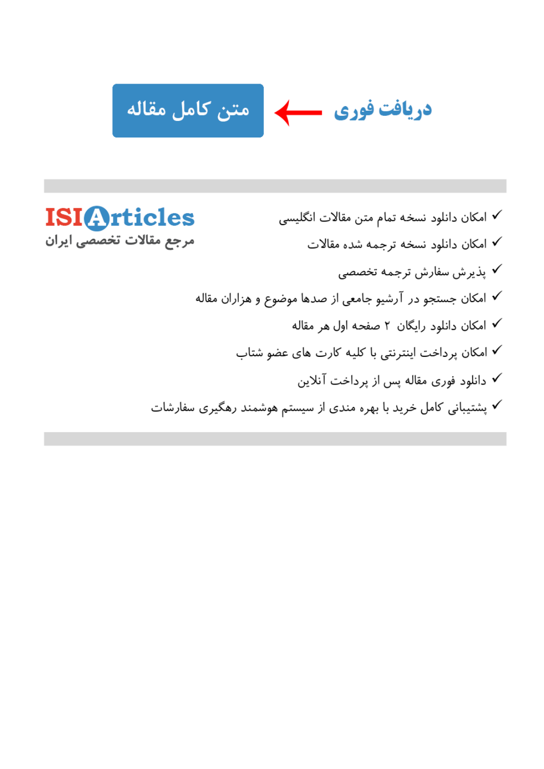دریافت فوری ← متن کامل مقاله

**ISIArticles**
مرجع مقالات تخصصی ایران

- ✓ امکان دانلود نسخه تمام متن مقالات انگلیسی
- ✓ امکان دانلود نسخه ترجمه شده مقالات
- ✓ پذیرش سفارش ترجمه تخصصی
- ✓ امکان جستجو در آرشیو جامعی از صدها موضوع و هزاران مقاله
- ✓ امکان دانلود رایگان ۲ صفحه اول هر مقاله
- ✓ امکان پرداخت اینترنتی با کلیه کارت های عضو شتاب
- ✓ دانلود فوری مقاله پس از پرداخت آنلاین
- ✓ پشتیبانی کامل خرید با بهره مندی از سیستم هوشمند رهگیری سفارشات